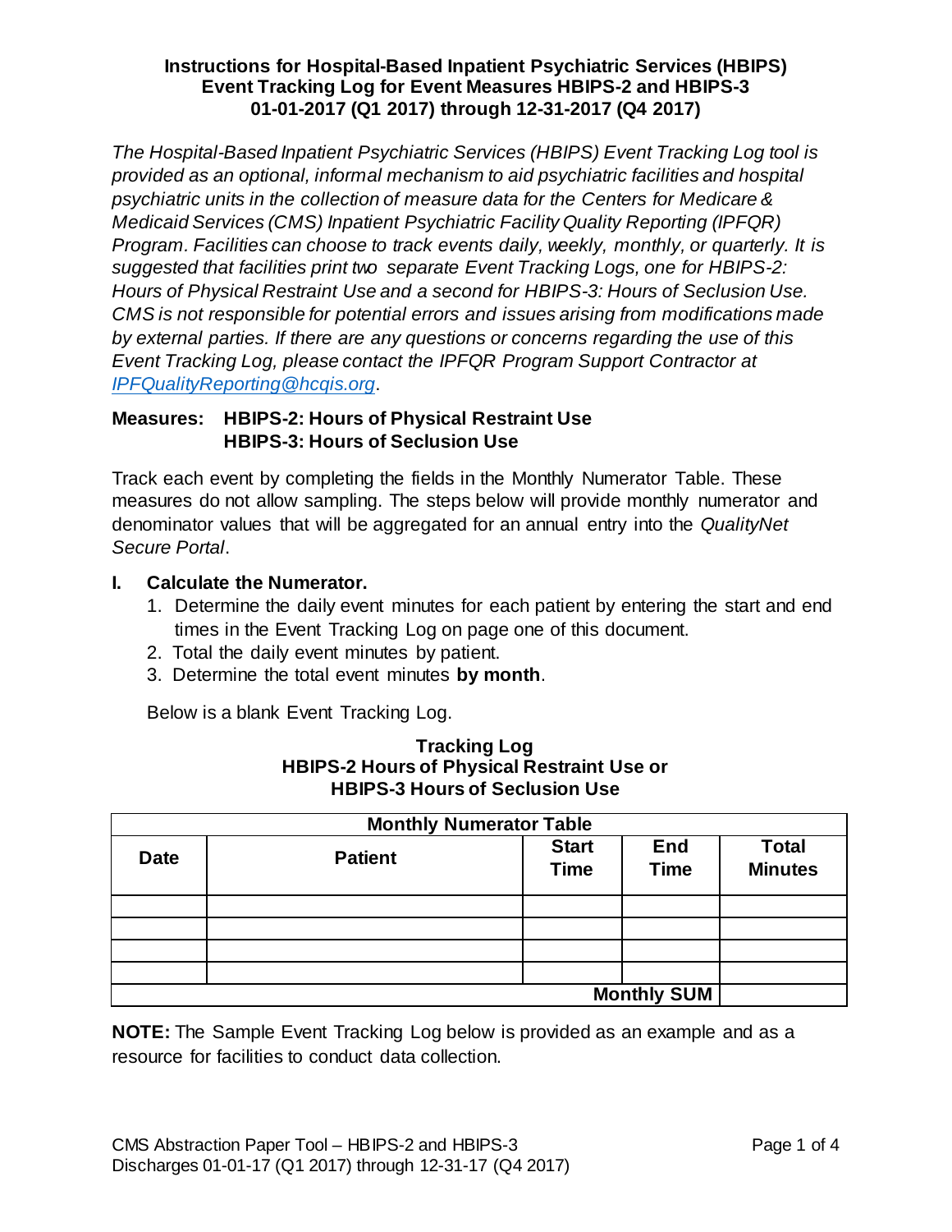# Instructions for Hospital-Based Inpatient Psychiatric Services (HBIPS) Event Tracking Log for Event Measures HBIPS-2 and HBIPS-3 01-01-2017 (Q1 2017) through 12-31-2017 (Q4 2017)

*The Hospital-Based Inpatient Psychiatric Services (HBIPS) Event Tracking Log tool is provided as an optional, informal mechanism to aid psychiatric facilities and hospital psychiatric units in the collection of measure data for the Centers for Medicare & Medicaid Services (CMS) Inpatient Psychiatric Facility Quality Reporting (IPFQR) Program. Facilities can choose to track events daily, weekly, monthly, or quarterly. It is suggested that facilities print two separate Event Tracking Logs, one for HBIPS-2: Hours of Physical Restraint Use and a second for HBIPS-3: Hours of Seclusion Use. CMS is not responsible for potential errors and issues arising from modifications made by external parties. If there are any questions or concerns regarding the use of this Event Tracking Log, please contact the IPFQR Program Support Contractor at [IPFQualityReporting@hcqis.org](mailto:IPFQualityReporting@hcqis.org).*

**Measures: HBIPS-2: Hours of Physical Restraint Use**
**HBIPS-3: Hours of Seclusion Use**

Track each event by completing the fields in the Monthly Numerator Table. These measures do not allow sampling. The steps below will provide monthly numerator and denominator values that will be aggregated for an annual entry into the *QualityNet Secure Portal*.

## I. Calculate the Numerator.

1. Determine the daily event minutes for each patient by entering the start and end times in the Event Tracking Log on page one of this document.
2. Total the daily event minutes by patient.
3. Determine the total event minutes **by month**.

Below is a blank Event Tracking Log.

**Tracking Log**
**HBIPS-2 Hours of Physical Restraint Use or**
**HBIPS-3 Hours of Seclusion Use**

| Monthly Numerator Table | | | | |
|---|---|---|---|---|
| **Date** | **Patient** | **Start Time** | **End Time** | **Total Minutes** |
| | | | | |
| | | | | |
| | | | | |
| | | | | |
| | | | **Monthly SUM** | |

**NOTE:** The Sample Event Tracking Log below is provided as an example and as a resource for facilities to conduct data collection.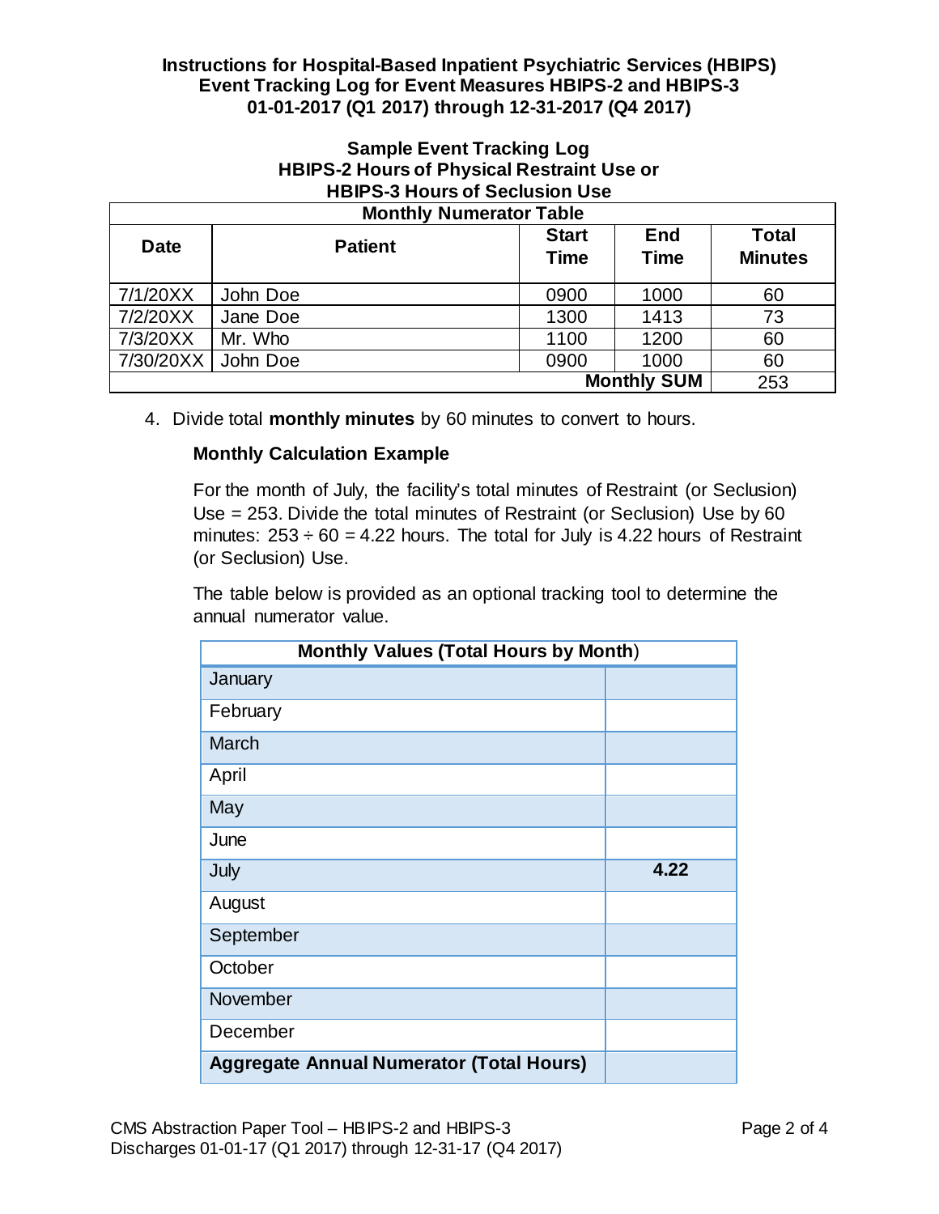**Instructions for Hospital-Based Inpatient Psychiatric Services (HBIPS) Event Tracking Log for Event Measures HBIPS-2 and HBIPS-3 01-01-2017 (Q1 2017) through 12-31-2017 (Q4 2017)**

**Sample Event Tracking Log**
**HBIPS-2 Hours of Physical Restraint Use or**
**HBIPS-3 Hours of Seclusion Use**

| Monthly Numerator Table | | | | |
|---|---|---|---|---|
| **Date** | **Patient** | **Start Time** | **End Time** | **Total Minutes** |
| 7/1/20XX | John Doe | 0900 | 1000 | 60 |
| 7/2/20XX | Jane Doe | 1300 | 1413 | 73 |
| 7/3/20XX | Mr. Who | 1100 | 1200 | 60 |
| 7/30/20XX | John Doe | 0900 | 1000 | 60 |
| | | | **Monthly SUM** | 253 |

4. Divide total **monthly minutes** by 60 minutes to convert to hours.

   **Monthly Calculation Example**

   For the month of July, the facility's total minutes of Restraint (or Seclusion) Use = 253. Divide the total minutes of Restraint (or Seclusion) Use by 60 minutes: $253 \div 60 = 4.22$ hours. The total for July is 4.22 hours of Restraint (or Seclusion) Use.

   The table below is provided as an optional tracking tool to determine the annual numerator value.

| **Monthly Values (Total Hours by Month)** | |
|---|---|
| January | |
| February | |
| March | |
| April | |
| May | |
| June | |
| July | **4.22** |
| August | |
| September | |
| October | |
| November | |
| December | |
| **Aggregate Annual Numerator (Total Hours)** | |

CMS Abstraction Paper Tool – HBIPS-2 and HBIPS-3
Discharges 01-01-17 (Q1 2017) through 12-31-17 (Q4 2017)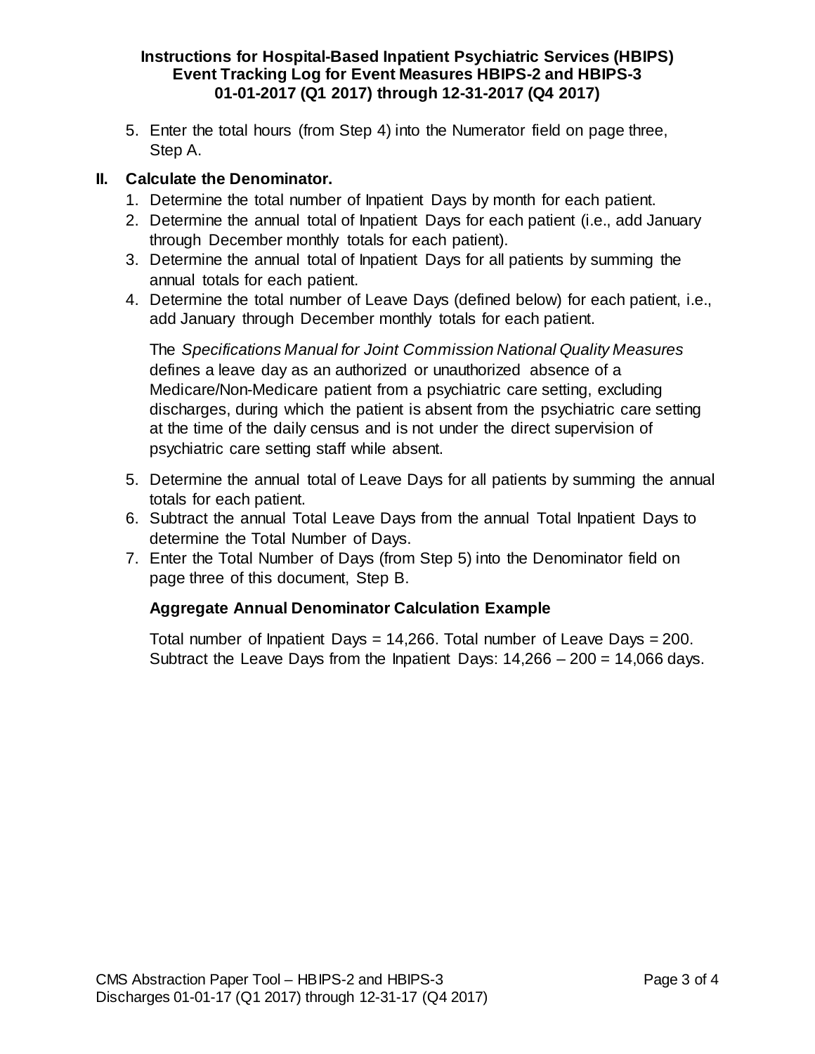5. Enter the total hours (from Step 4) into the Numerator field on page three, Step A.

## II. Calculate the Denominator.

1. Determine the total number of Inpatient Days by month for each patient.
2. Determine the annual total of Inpatient Days for each patient (i.e., add January through December monthly totals for each patient).
3. Determine the annual total of Inpatient Days for all patients by summing the annual totals for each patient.
4. Determine the total number of Leave Days (defined below) for each patient, i.e., add January through December monthly totals for each patient.

   The *Specifications Manual for Joint Commission National Quality Measures* defines a leave day as an authorized or unauthorized absence of a Medicare/Non-Medicare patient from a psychiatric care setting, excluding discharges, during which the patient is absent from the psychiatric care setting at the time of the daily census and is not under the direct supervision of psychiatric care setting staff while absent.

5. Determine the annual total of Leave Days for all patients by summing the annual totals for each patient.
6. Subtract the annual Total Leave Days from the annual Total Inpatient Days to determine the Total Number of Days.
7. Enter the Total Number of Days (from Step 5) into the Denominator field on page three of this document, Step B.

   **Aggregate Annual Denominator Calculation Example**

   Total number of Inpatient Days = 14,266. Total number of Leave Days = 200. Subtract the Leave Days from the Inpatient Days: 14,266 – 200 = 14,066 days.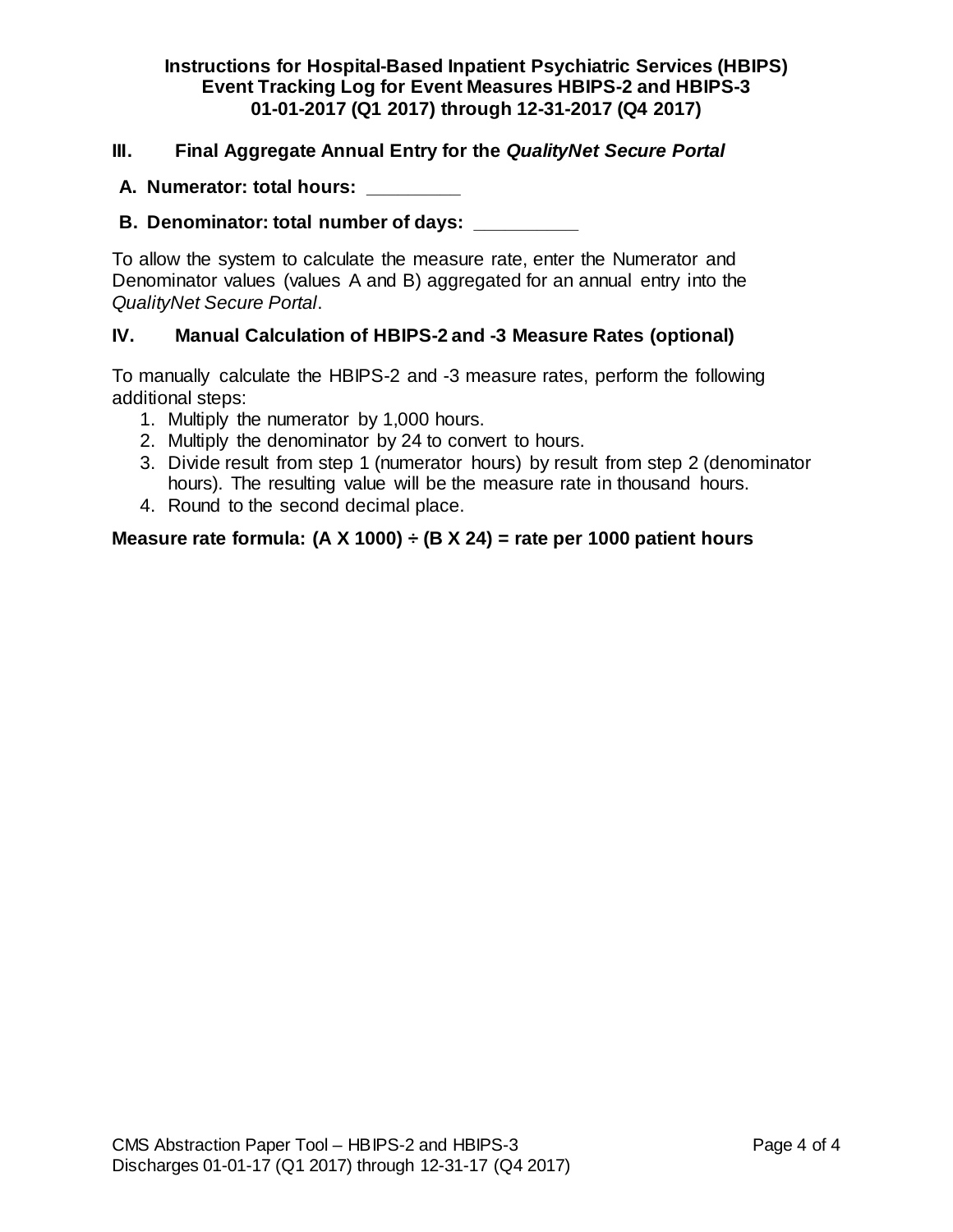**Instructions for Hospital-Based Inpatient Psychiatric Services (HBIPS) Event Tracking Log for Event Measures HBIPS-2 and HBIPS-3 01-01-2017 (Q1 2017) through 12-31-2017 (Q4 2017)**

## III. Final Aggregate Annual Entry for the *QualityNet Secure Portal*

**A. Numerator: total hours: ________**

**B. Denominator: total number of days: _________**

To allow the system to calculate the measure rate, enter the Numerator and Denominator values (values A and B) aggregated for an annual entry into the *QualityNet Secure Portal*.

## IV. Manual Calculation of HBIPS-2 and -3 Measure Rates (optional)

To manually calculate the HBIPS-2 and -3 measure rates, perform the following additional steps:

1. Multiply the numerator by 1,000 hours.
2. Multiply the denominator by 24 to convert to hours.
3. Divide result from step 1 (numerator hours) by result from step 2 (denominator hours). The resulting value will be the measure rate in thousand hours.
4. Round to the second decimal place.

**Measure rate formula: $(A \times 1000) \div (B \times 24)$ = rate per 1000 patient hours**